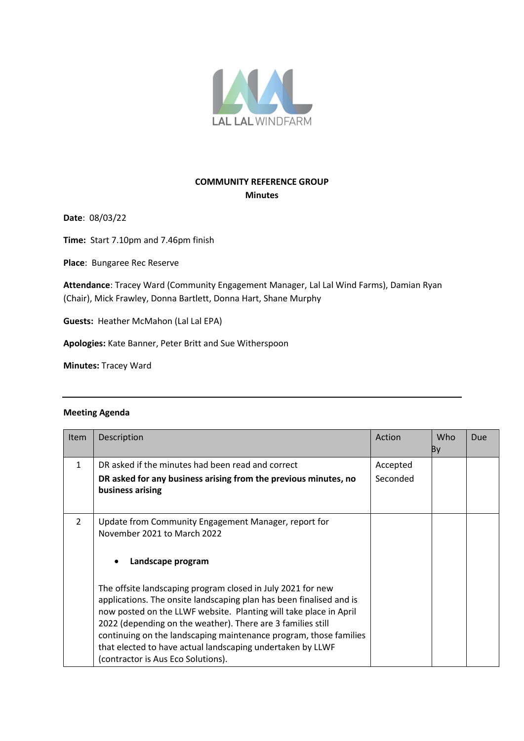LAL LAL WINDFARM

**COMMUNITY REFERENCE GROUP**
**Minutes**

**Date**: 08/03/22

**Time:** Start 7.10pm and 7.46pm finish

**Place**: Bungaree Rec Reserve

**Attendance**: Tracey Ward (Community Engagement Manager, Lal Lal Wind Farms), Damian Ryan (Chair), Mick Frawley, Donna Bartlett, Donna Hart, Shane Murphy

**Guests:** Heather McMahon (Lal Lal EPA)

**Apologies:** Kate Banner, Peter Britt and Sue Witherspoon

**Minutes:** Tracey Ward

---

**Meeting Agenda**

| Item | Description | Action | Who By | Due |
|---|---|---|---|---|
| 1 | DR asked if the minutes had been read and correct<br>**DR asked for any business arising from the previous minutes, no business arising** | Accepted<br>Seconded | | |
| 2 | Update from Community Engagement Manager, report for November 2021 to March 2022<br><br>• **Landscape program**<br><br>The offsite landscaping program closed in July 2021 for new applications. The onsite landscaping plan has been finalised and is now posted on the LLWF website. Planting will take place in April 2022 (depending on the weather). There are 3 families still continuing on the landscaping maintenance program, those families that elected to have actual landscaping undertaken by LLWF (contractor is Aus Eco Solutions). | | | |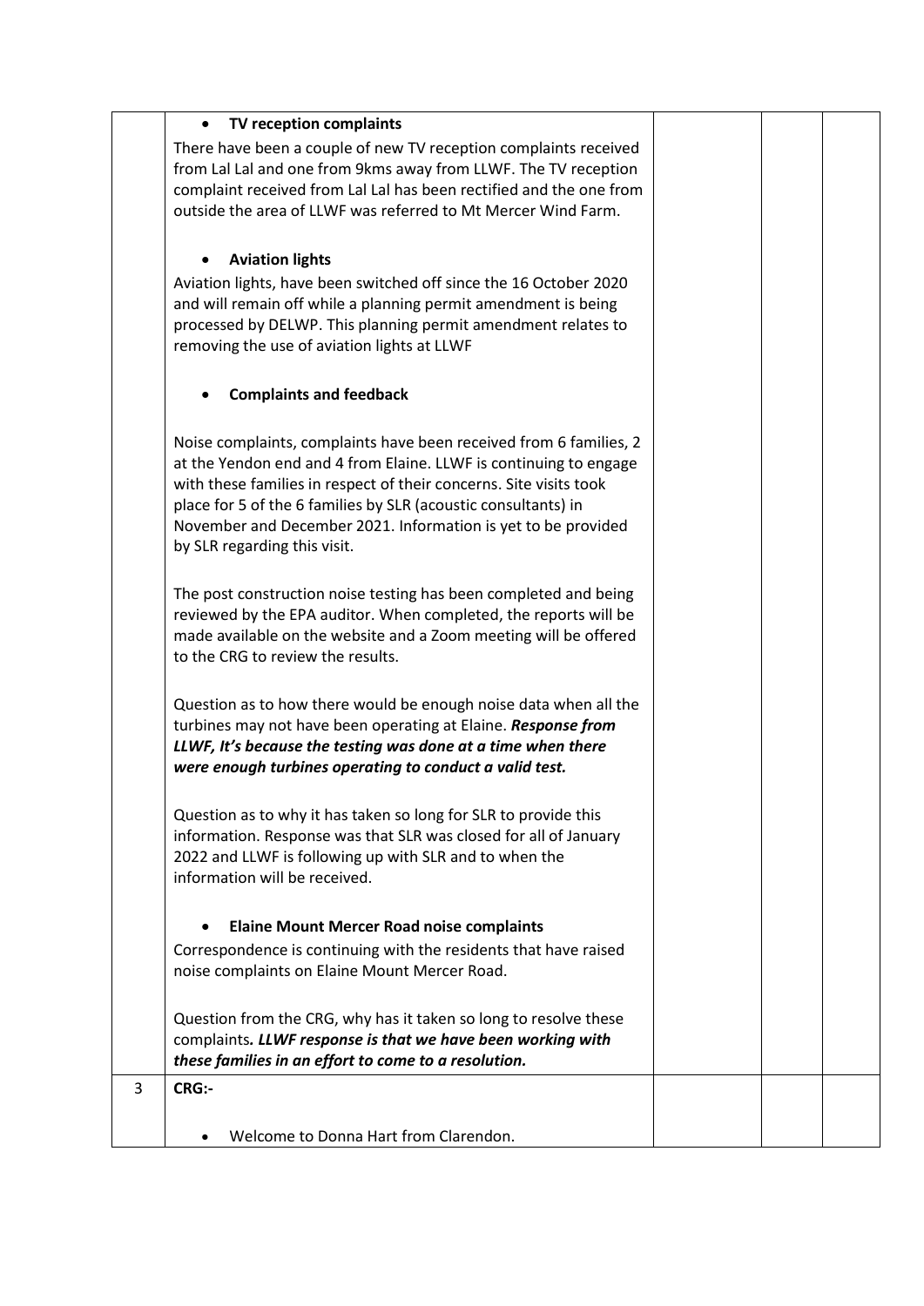| | | | | |
|---|---|---|---|---|
| | • **TV reception complaints**<br>There have been a couple of new TV reception complaints received from Lal Lal and one from 9kms away from LLWF. The TV reception complaint received from Lal Lal has been rectified and the one from outside the area of LLWF was referred to Mt Mercer Wind Farm.<br><br>• **Aviation lights**<br>Aviation lights, have been switched off since the 16 October 2020 and will remain off while a planning permit amendment is being processed by DELWP. This planning permit amendment relates to removing the use of aviation lights at LLWF<br><br>• **Complaints and feedback**<br><br>Noise complaints, complaints have been received from 6 families, 2 at the Yendon end and 4 from Elaine. LLWF is continuing to engage with these families in respect of their concerns. Site visits took place for 5 of the 6 families by SLR (acoustic consultants) in November and December 2021. Information is yet to be provided by SLR regarding this visit.<br><br>The post construction noise testing has been completed and being reviewed by the EPA auditor. When completed, the reports will be made available on the website and a Zoom meeting will be offered to the CRG to review the results.<br><br>Question as to how there would be enough noise data when all the turbines may not have been operating at Elaine. ***Response from LLWF, It's because the testing was done at a time when there were enough turbines operating to conduct a valid test.***<br><br>Question as to why it has taken so long for SLR to provide this information. Response was that SLR was closed for all of January 2022 and LLWF is following up with SLR and to when the information will be received.<br><br>• **Elaine Mount Mercer Road noise complaints**<br>Correspondence is continuing with the residents that have raised noise complaints on Elaine Mount Mercer Road.<br><br>Question from the CRG, why has it taken so long to resolve these complaints***. LLWF response is that we have been working with these families in an effort to come to a resolution.*** | | | |
| 3 | **CRG:-**<br><br>• Welcome to Donna Hart from Clarendon. | | | |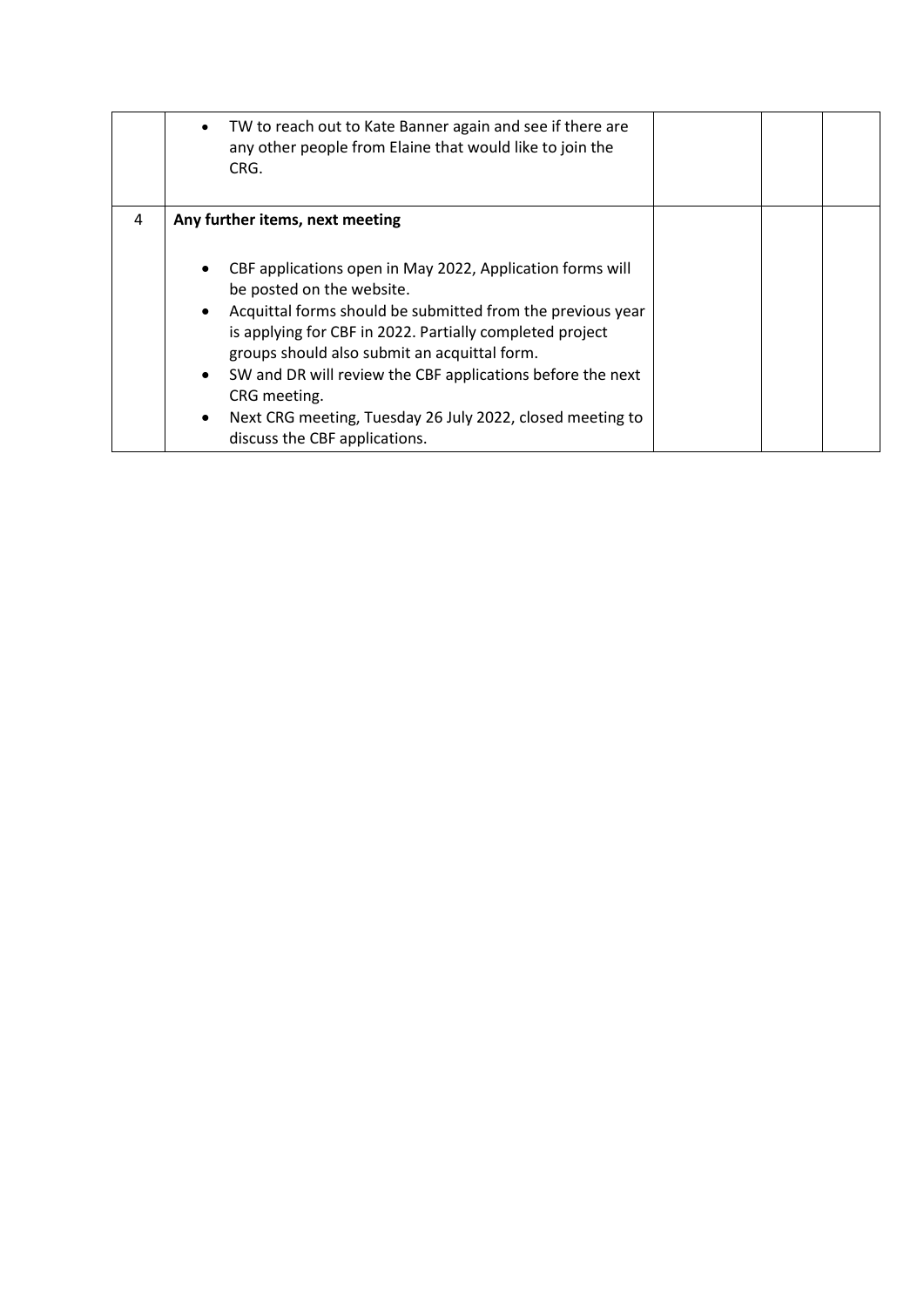| | | | | |
|---|---|---|---|---|
| | <ul><li>TW to reach out to Kate Banner again and see if there are any other people from Elaine that would like to join the CRG.</li></ul> | | | |
| 4 | **Any further items, next meeting**<br><ul><li>CBF applications open in May 2022, Application forms will be posted on the website.</li><li>Acquittal forms should be submitted from the previous year is applying for CBF in 2022. Partially completed project groups should also submit an acquittal form.</li><li>SW and DR will review the CBF applications before the next CRG meeting.</li><li>Next CRG meeting, Tuesday 26 July 2022, closed meeting to discuss the CBF applications.</li></ul> | | | |